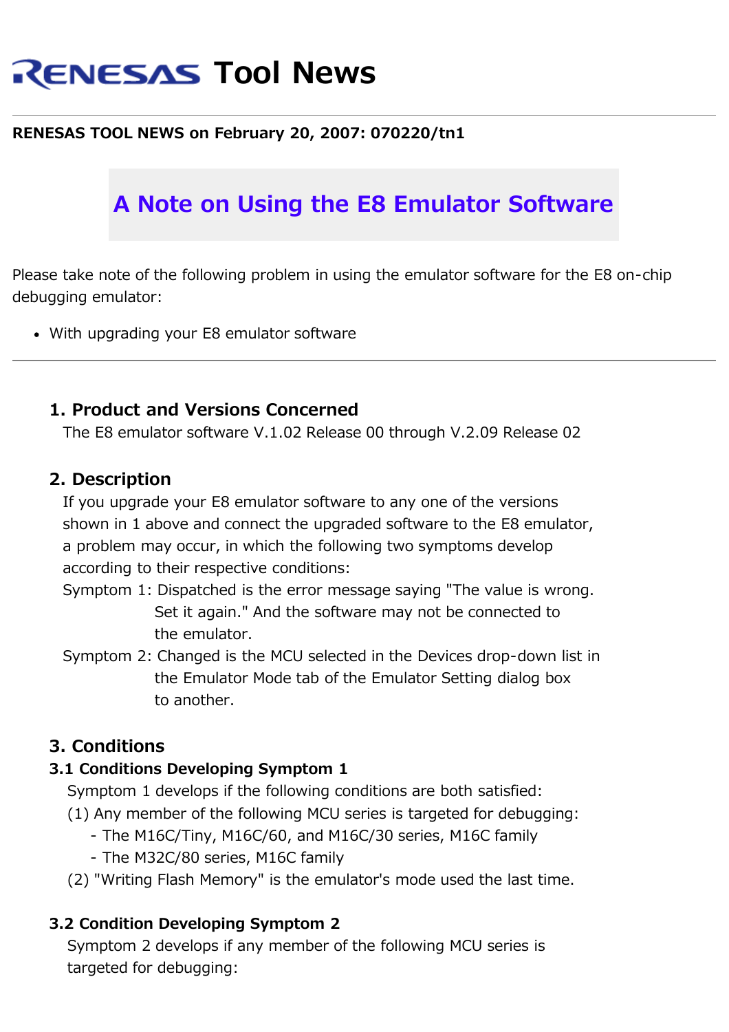# RENESAS Tool News

**RENESAS TOOL NEWS on February 20, 2007: 070220/tn1**

## A Note on Using the E8 Emulator Software

Please take note of the following problem in using the emulator software for the E8 on-chip debugging emulator:

- With upgrading your E8 emulator software

---

### 1. Product and Versions Concerned

The E8 emulator software V.1.02 Release 00 through V.2.09 Release 02

### 2. Description

If you upgrade your E8 emulator software to any one of the versions shown in 1 above and connect the upgraded software to the E8 emulator, a problem may occur, in which the following two symptoms develop according to their respective conditions:

Symptom 1: Dispatched is the error message saying "The value is wrong. Set it again." And the software may not be connected to the emulator.

Symptom 2: Changed is the MCU selected in the Devices drop-down list in the Emulator Mode tab of the Emulator Setting dialog box to another.

### 3. Conditions

#### 3.1 Conditions Developing Symptom 1

Symptom 1 develops if the following conditions are both satisfied:

(1) Any member of the following MCU series is targeted for debugging:
- The M16C/Tiny, M16C/60, and M16C/30 series, M16C family
- The M32C/80 series, M16C family

(2) "Writing Flash Memory" is the emulator's mode used the last time.

#### 3.2 Condition Developing Symptom 2

Symptom 2 develops if any member of the following MCU series is targeted for debugging: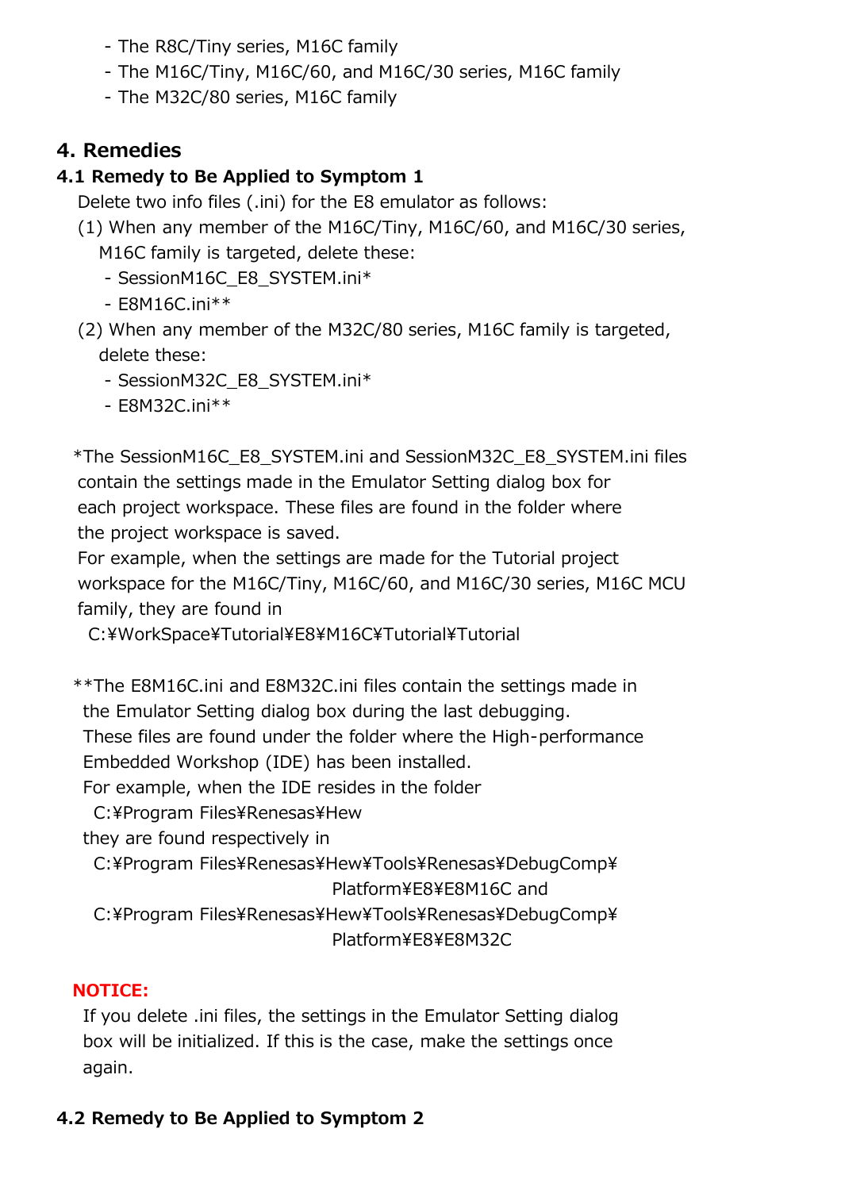- The R8C/Tiny series, M16C family
- The M16C/Tiny, M16C/60, and M16C/30 series, M16C family
- The M32C/80 series, M16C family

## 4. Remedies

### 4.1 Remedy to Be Applied to Symptom 1

Delete two info files (.ini) for the E8 emulator as follows:

(1) When any member of the M16C/Tiny, M16C/60, and M16C/30 series, M16C family is targeted, delete these:
- SessionM16C_E8_SYSTEM.ini*
- E8M16C.ini**

(2) When any member of the M32C/80 series, M16C family is targeted, delete these:
- SessionM32C_E8_SYSTEM.ini*
- E8M32C.ini**

*The SessionM16C_E8_SYSTEM.ini and SessionM32C_E8_SYSTEM.ini files contain the settings made in the Emulator Setting dialog box for each project workspace. These files are found in the folder where the project workspace is saved.
For example, when the settings are made for the Tutorial project workspace for the M16C/Tiny, M16C/60, and M16C/30 series, M16C MCU family, they are found in
C:¥WorkSpace¥Tutorial¥E8¥M16C¥Tutorial¥Tutorial

**The E8M16C.ini and E8M32C.ini files contain the settings made in the Emulator Setting dialog box during the last debugging.
These files are found under the folder where the High-performance Embedded Workshop (IDE) has been installed.
For example, when the IDE resides in the folder
C:¥Program Files¥Renesas¥Hew
they are found respectively in
C:¥Program Files¥Renesas¥Hew¥Tools¥Renesas¥DebugComp¥Platform¥E8¥E8M16C and
C:¥Program Files¥Renesas¥Hew¥Tools¥Renesas¥DebugComp¥Platform¥E8¥E8M32C

**NOTICE:**
If you delete .ini files, the settings in the Emulator Setting dialog box will be initialized. If this is the case, make the settings once again.

### 4.2 Remedy to Be Applied to Symptom 2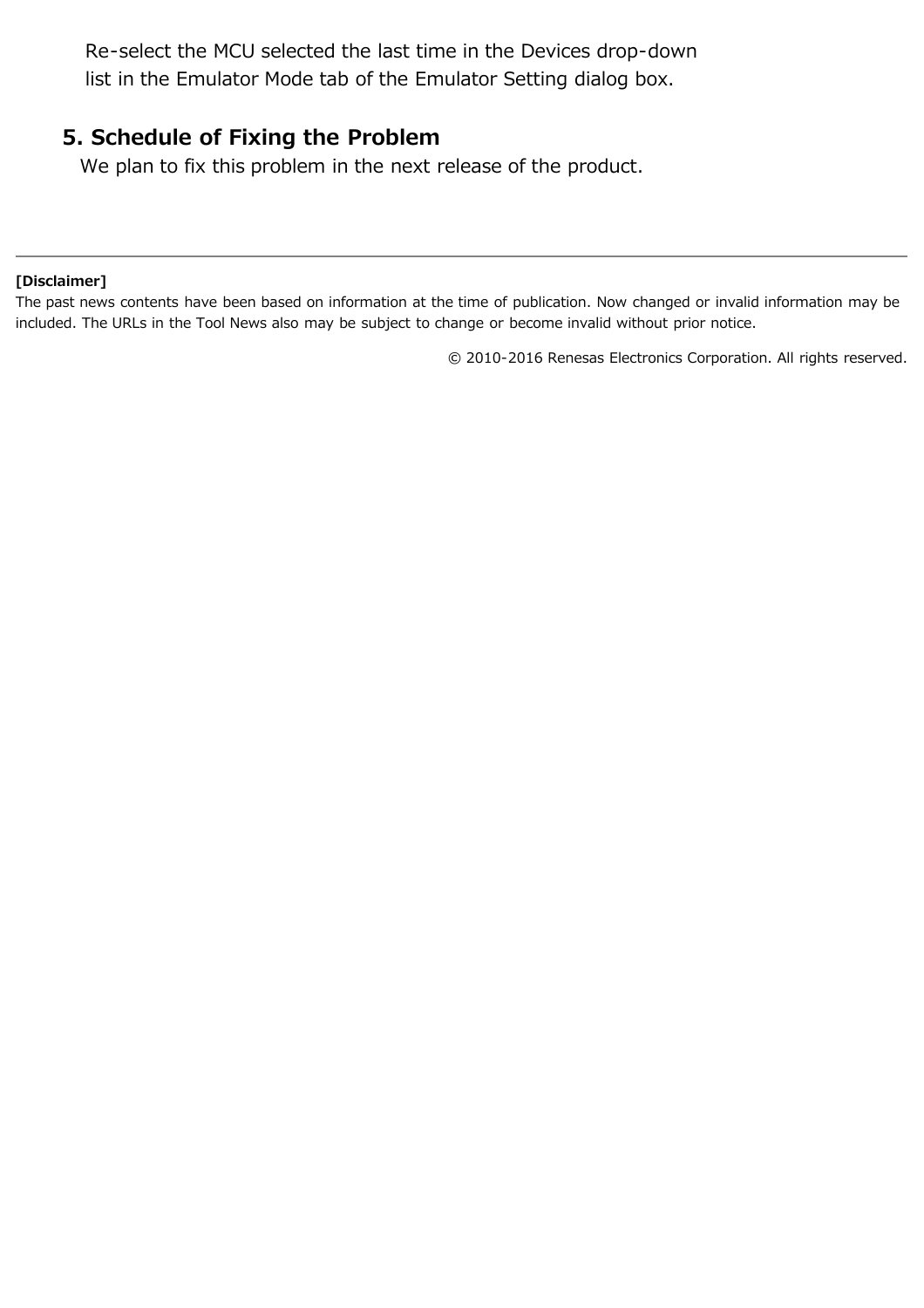Re-select the MCU selected the last time in the Devices drop-down list in the Emulator Mode tab of the Emulator Setting dialog box.

## 5. Schedule of Fixing the Problem

We plan to fix this problem in the next release of the product.

---

**[Disclaimer]**

The past news contents have been based on information at the time of publication. Now changed or invalid information may be included. The URLs in the Tool News also may be subject to change or become invalid without prior notice.

© 2010-2016 Renesas Electronics Corporation. All rights reserved.